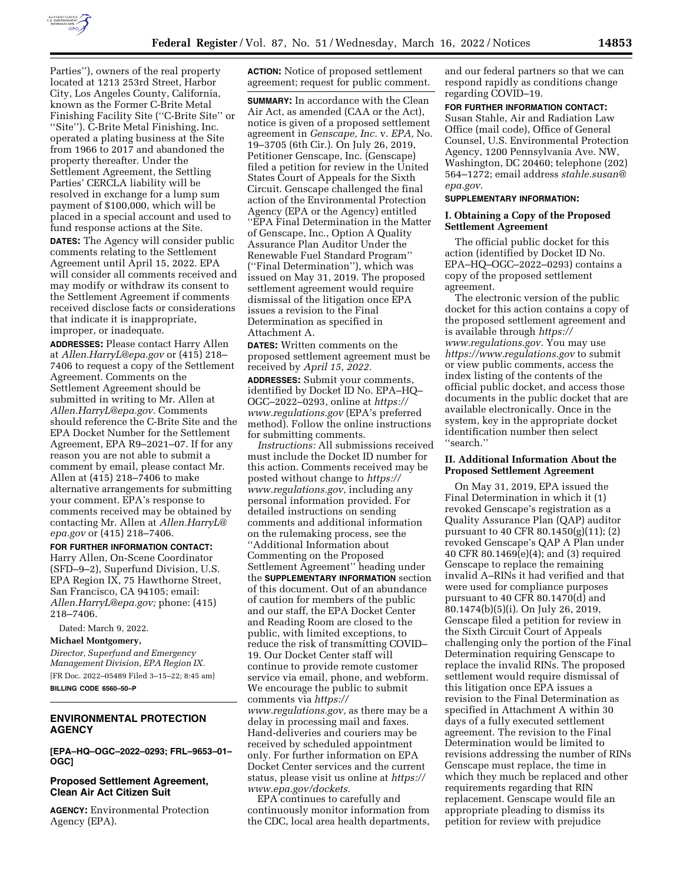Parties''), owners of the real property located at 1213 253rd Street, Harbor City, Los Angeles County, California, known as the Former C-Brite Metal Finishing Facility Site (''C-Brite Site'' or ''Site''). C-Brite Metal Finishing, Inc. operated a plating business at the Site from 1966 to 2017 and abandoned the property thereafter. Under the Settlement Agreement, the Settling Parties' CERCLA liability will be resolved in exchange for a lump sum payment of $100,000, which will be placed in a special account and used to fund response actions at the Site.

**DATES:** The Agency will consider public comments relating to the Settlement Agreement until April 15, 2022. EPA will consider all comments received and may modify or withdraw its consent to the Settlement Agreement if comments received disclose facts or considerations that indicate it is inappropriate, improper, or inadequate.

**ADDRESSES:** Please contact Harry Allen at *Allen.HarryL@epa.gov* or (415) 218–7406 to request a copy of the Settlement Agreement. Comments on the Settlement Agreement should be submitted in writing to Mr. Allen at *Allen.HarryL@epa.gov.* Comments should reference the C-Brite Site and the EPA Docket Number for the Settlement Agreement, EPA R9–2021–07. If for any reason you are not able to submit a comment by email, please contact Mr. Allen at (415) 218–7406 to make alternative arrangements for submitting your comment. EPA's response to comments received may be obtained by contacting Mr. Allen at *Allen.HarryL@epa.gov* or (415) 218–7406.

**FOR FURTHER INFORMATION CONTACT:** Harry Allen, On-Scene Coordinator (SFD–9–2), Superfund Division, U.S. EPA Region IX, 75 Hawthorne Street, San Francisco, CA 94105; email: *Allen.HarryL@epa.gov;* phone: (415) 218–7406.

Dated: March 9, 2022.

**Michael Montgomery,**

*Director, Superfund and Emergency Management Division, EPA Region IX.*

[FR Doc. 2022–05489 Filed 3–15–22; 8:45 am]

**BILLING CODE 6560–50–P**

## ENVIRONMENTAL PROTECTION AGENCY

**[EPA–HQ–OGC–2022–0293; FRL–9653–01–OGC]**

## Proposed Settlement Agreement, Clean Air Act Citizen Suit

**AGENCY:** Environmental Protection Agency (EPA).

**ACTION:** Notice of proposed settlement agreement; request for public comment.

**SUMMARY:** In accordance with the Clean Air Act, as amended (CAA or the Act), notice is given of a proposed settlement agreement in *Genscape, Inc.* v. *EPA,* No. 19–3705 (6th Cir.). On July 26, 2019, Petitioner Genscape, Inc. (Genscape) filed a petition for review in the United States Court of Appeals for the Sixth Circuit. Genscape challenged the final action of the Environmental Protection Agency (EPA or the Agency) entitled ''EPA Final Determination in the Matter of Genscape, Inc., Option A Quality Assurance Plan Auditor Under the Renewable Fuel Standard Program'' (''Final Determination''), which was issued on May 31, 2019. The proposed settlement agreement would require dismissal of the litigation once EPA issues a revision to the Final Determination as specified in Attachment A.

**DATES:** Written comments on the proposed settlement agreement must be received by *April 15, 2022.*

**ADDRESSES:** Submit your comments, identified by Docket ID No. EPA–HQ–OGC–2022–0293, online at *https://www.regulations.gov* (EPA's preferred method). Follow the online instructions for submitting comments.

*Instructions:* All submissions received must include the Docket ID number for this action. Comments received may be posted without change to *https://www.regulations.gov,* including any personal information provided. For detailed instructions on sending comments and additional information on the rulemaking process, see the ''Additional Information about Commenting on the Proposed Settlement Agreement'' heading under the **SUPPLEMENTARY INFORMATION** section of this document. Out of an abundance of caution for members of the public and our staff, the EPA Docket Center and Reading Room are closed to the public, with limited exceptions, to reduce the risk of transmitting COVID–19. Our Docket Center staff will continue to provide remote customer service via email, phone, and webform. We encourage the public to submit comments via *https://www.regulations.gov,* as there may be a delay in processing mail and faxes. Hand-deliveries and couriers may be received by scheduled appointment only. For further information on EPA Docket Center services and the current status, please visit us online at *https://www.epa.gov/dockets.*

EPA continues to carefully and continuously monitor information from the CDC, local area health departments, and our federal partners so that we can respond rapidly as conditions change regarding COVID–19.

**FOR FURTHER INFORMATION CONTACT:** Susan Stahle, Air and Radiation Law Office (mail code), Office of General Counsel, U.S. Environmental Protection Agency, 1200 Pennsylvania Ave. NW, Washington, DC 20460; telephone (202) 564–1272; email address *stahle.susan@epa.gov.*

**SUPPLEMENTARY INFORMATION:**

### I. Obtaining a Copy of the Proposed Settlement Agreement

The official public docket for this action (identified by Docket ID No. EPA–HQ–OGC–2022–0293) contains a copy of the proposed settlement agreement.

The electronic version of the public docket for this action contains a copy of the proposed settlement agreement and is available through *https://www.regulations.gov.* You may use *https://www.regulations.gov* to submit or view public comments, access the index listing of the contents of the official public docket, and access those documents in the public docket that are available electronically. Once in the system, key in the appropriate docket identification number then select ''search.''

### II. Additional Information About the Proposed Settlement Agreement

On May 31, 2019, EPA issued the Final Determination in which it (1) revoked Genscape's registration as a Quality Assurance Plan (QAP) auditor pursuant to 40 CFR 80.1450(g)(11); (2) revoked Genscape's QAP A Plan under 40 CFR 80.1469(e)(4); and (3) required Genscape to replace the remaining invalid A–RINs it had verified and that were used for compliance purposes pursuant to 40 CFR 80.1470(d) and 80.1474(b)(5)(i). On July 26, 2019, Genscape filed a petition for review in the Sixth Circuit Court of Appeals challenging only the portion of the Final Determination requiring Genscape to replace the invalid RINs. The proposed settlement would require dismissal of this litigation once EPA issues a revision to the Final Determination as specified in Attachment A within 30 days of a fully executed settlement agreement. The revision to the Final Determination would be limited to revisions addressing the number of RINs Genscape must replace, the time in which they much be replaced and other requirements regarding that RIN replacement. Genscape would file an appropriate pleading to dismiss its petition for review with prejudice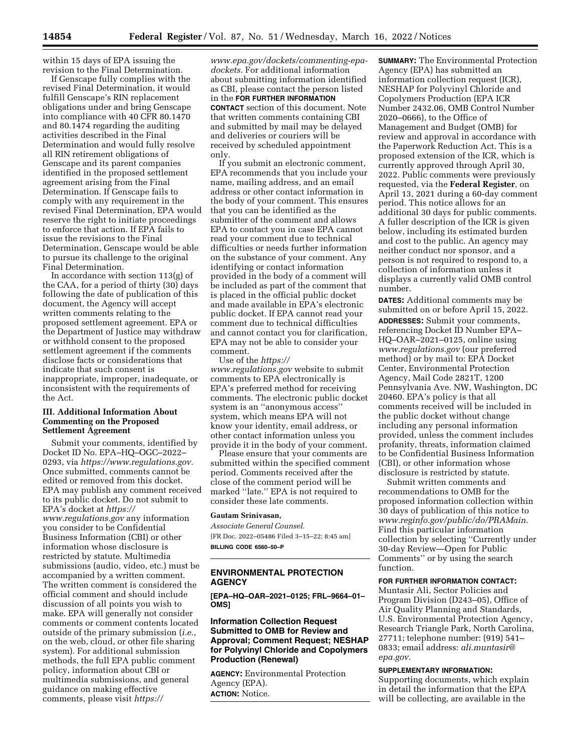within 15 days of EPA issuing the revision to the Final Determination.

If Genscape fully complies with the revised Final Determination, it would fulfill Genscape's RIN replacement obligations under and bring Genscape into compliance with 40 CFR 80.1470 and 80.1474 regarding the auditing activities described in the Final Determination and would fully resolve all RIN retirement obligations of Genscape and its parent companies identified in the proposed settlement agreement arising from the Final Determination. If Genscape fails to comply with any requirement in the revised Final Determination, EPA would reserve the right to initiate proceedings to enforce that action. If EPA fails to issue the revisions to the Final Determination, Genscape would be able to pursue its challenge to the original Final Determination.

In accordance with section 113(g) of the CAA, for a period of thirty (30) days following the date of publication of this document, the Agency will accept written comments relating to the proposed settlement agreement. EPA or the Department of Justice may withdraw or withhold consent to the proposed settlement agreement if the comments disclose facts or considerations that indicate that such consent is inappropriate, improper, inadequate, or inconsistent with the requirements of the Act.

## III. Additional Information About Commenting on the Proposed Settlement Agreement

Submit your comments, identified by Docket ID No. EPA–HQ–OGC–2022–0293, via *https://www.regulations.gov.* Once submitted, comments cannot be edited or removed from this docket. EPA may publish any comment received to its public docket. Do not submit to EPA's docket at *https://www.regulations.gov* any information you consider to be Confidential Business Information (CBI) or other information whose disclosure is restricted by statute. Multimedia submissions (audio, video, etc.) must be accompanied by a written comment. The written comment is considered the official comment and should include discussion of all points you wish to make. EPA will generally not consider comments or comment contents located outside of the primary submission (*i.e.,* on the web, cloud, or other file sharing system). For additional submission methods, the full EPA public comment policy, information about CBI or multimedia submissions, and general guidance on making effective comments, please visit *https://www.epa.gov/dockets/commenting-epa-dockets.* For additional information about submitting information identified as CBI, please contact the person listed in the **FOR FURTHER INFORMATION CONTACT** section of this document. Note that written comments containing CBI and submitted by mail may be delayed and deliveries or couriers will be received by scheduled appointment only.

If you submit an electronic comment, EPA recommends that you include your name, mailing address, and an email address or other contact information in the body of your comment. This ensures that you can be identified as the submitter of the comment and allows EPA to contact you in case EPA cannot read your comment due to technical difficulties or needs further information on the substance of your comment. Any identifying or contact information provided in the body of a comment will be included as part of the comment that is placed in the official public docket and made available in EPA's electronic public docket. If EPA cannot read your comment due to technical difficulties and cannot contact you for clarification, EPA may not be able to consider your comment.

Use of the *https://www.regulations.gov* website to submit comments to EPA electronically is EPA's preferred method for receiving comments. The electronic public docket system is an "anonymous access" system, which means EPA will not know your identity, email address, or other contact information unless you provide it in the body of your comment.

Please ensure that your comments are submitted within the specified comment period. Comments received after the close of the comment period will be marked "late." EPA is not required to consider these late comments.

**Gautam Srinivasan,**

*Associate General Counsel.*

[FR Doc. 2022–05486 Filed 3–15–22; 8:45 am]

**BILLING CODE 6560–50–P**

---

## ENVIRONMENTAL PROTECTION AGENCY

**[EPA–HQ–OAR–2021–0125; FRL–9664–01–OMS]**

## Information Collection Request Submitted to OMB for Review and Approval; Comment Request; NESHAP for Polyvinyl Chloride and Copolymers Production (Renewal)

**AGENCY:** Environmental Protection Agency (EPA).

**ACTION:** Notice.

**SUMMARY:** The Environmental Protection Agency (EPA) has submitted an information collection request (ICR), NESHAP for Polyvinyl Chloride and Copolymers Production (EPA ICR Number 2432.06, OMB Control Number 2020–0666), to the Office of Management and Budget (OMB) for review and approval in accordance with the Paperwork Reduction Act. This is a proposed extension of the ICR, which is currently approved through April 30, 2022. Public comments were previously requested, via the **Federal Register**, on April 13, 2021 during a 60-day comment period. This notice allows for an additional 30 days for public comments. A fuller description of the ICR is given below, including its estimated burden and cost to the public. An agency may neither conduct nor sponsor, and a person is not required to respond to, a collection of information unless it displays a currently valid OMB control number.

**DATES:** Additional comments may be submitted on or before April 15, 2022.

**ADDRESSES:** Submit your comments, referencing Docket ID Number EPA–HQ–OAR–2021–0125, online using *www.regulations.gov* (our preferred method) or by mail to: EPA Docket Center, Environmental Protection Agency, Mail Code 2821T, 1200 Pennsylvania Ave. NW, Washington, DC 20460. EPA's policy is that all comments received will be included in the public docket without change including any personal information provided, unless the comment includes profanity, threats, information claimed to be Confidential Business Information (CBI), or other information whose disclosure is restricted by statute.

Submit written comments and recommendations to OMB for the proposed information collection within 30 days of publication of this notice to *www.reginfo.gov/public/do/PRAMain.* Find this particular information collection by selecting "Currently under 30-day Review—Open for Public Comments" or by using the search function.

**FOR FURTHER INFORMATION CONTACT:** Muntasir Ali, Sector Policies and Program Division (D243–05), Office of Air Quality Planning and Standards, U.S. Environmental Protection Agency, Research Triangle Park, North Carolina, 27711; telephone number: (919) 541–0833; email address: *ali.muntasir@epa.gov.*

**SUPPLEMENTARY INFORMATION:** Supporting documents, which explain in detail the information that the EPA will be collecting, are available in the